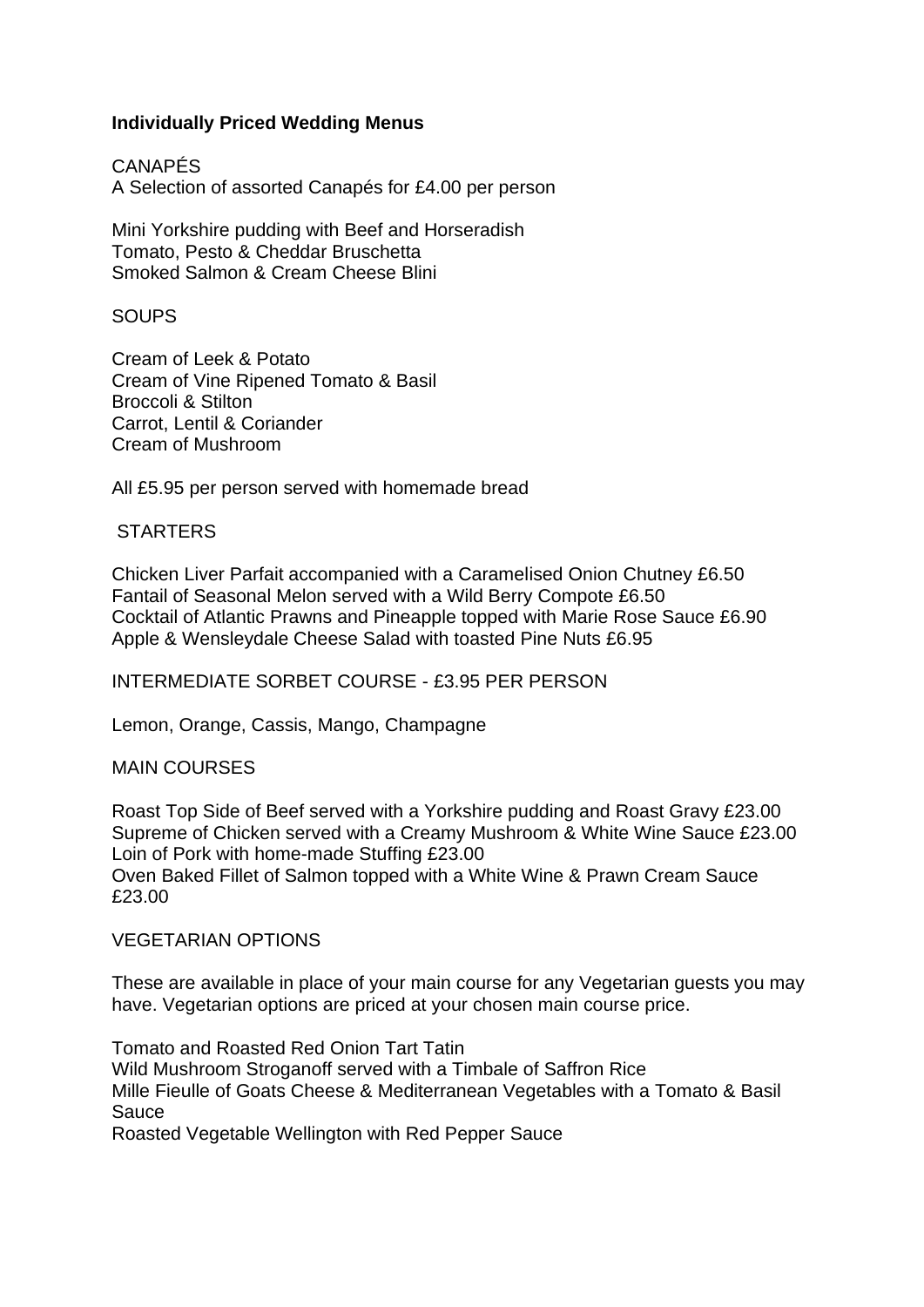**Individually Priced Wedding Menus**

CANAPÉS
A Selection of assorted Canapés for £4.00 per person

Mini Yorkshire pudding with Beef and Horseradish
Tomato, Pesto & Cheddar Bruschetta
Smoked Salmon & Cream Cheese Blini

SOUPS

Cream of Leek & Potato
Cream of Vine Ripened Tomato & Basil
Broccoli & Stilton
Carrot, Lentil & Coriander
Cream of Mushroom

All £5.95 per person served with homemade bread

STARTERS

Chicken Liver Parfait accompanied with a Caramelised Onion Chutney £6.50
Fantail of Seasonal Melon served with a Wild Berry Compote £6.50
Cocktail of Atlantic Prawns and Pineapple topped with Marie Rose Sauce £6.90
Apple & Wensleydale Cheese Salad with toasted Pine Nuts £6.95

INTERMEDIATE SORBET COURSE - £3.95 PER PERSON

Lemon, Orange, Cassis, Mango, Champagne

MAIN COURSES

Roast Top Side of Beef served with a Yorkshire pudding and Roast Gravy £23.00
Supreme of Chicken served with a Creamy Mushroom & White Wine Sauce £23.00
Loin of Pork with home-made Stuffing £23.00
Oven Baked Fillet of Salmon topped with a White Wine & Prawn Cream Sauce £23.00

VEGETARIAN OPTIONS

These are available in place of your main course for any Vegetarian guests you may have. Vegetarian options are priced at your chosen main course price.

Tomato and Roasted Red Onion Tart Tatin
Wild Mushroom Stroganoff served with a Timbale of Saffron Rice
Mille Fieulle of Goats Cheese & Mediterranean Vegetables with a Tomato & Basil Sauce
Roasted Vegetable Wellington with Red Pepper Sauce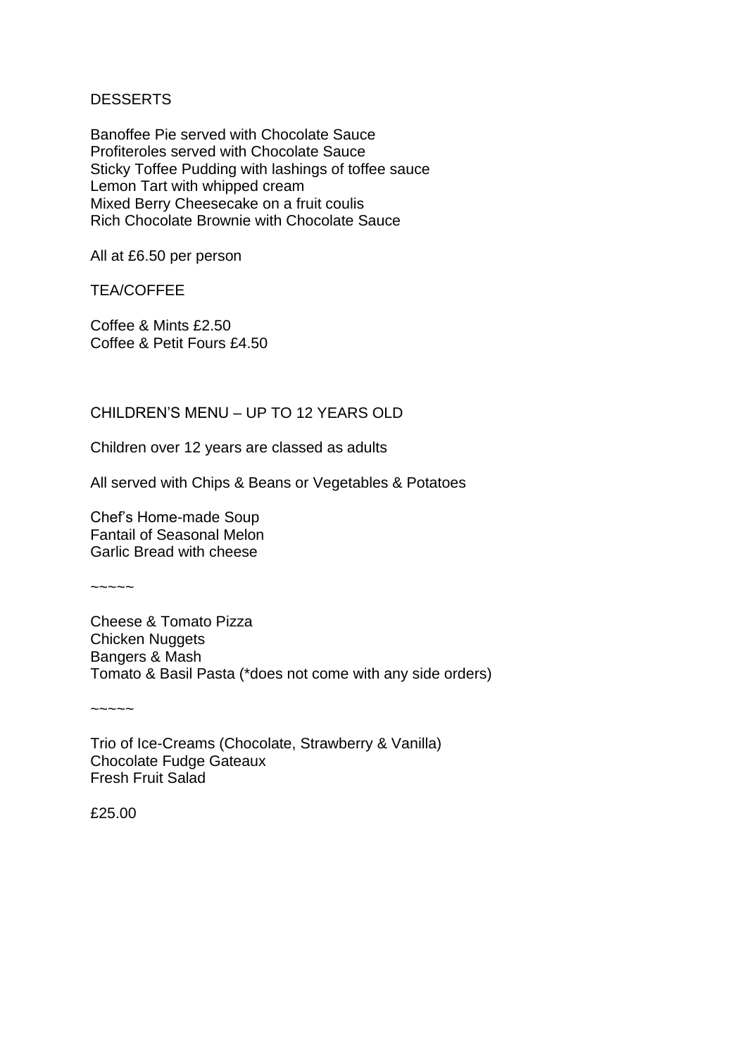## DESSERTS

Banoffee Pie served with Chocolate Sauce
Profiteroles served with Chocolate Sauce
Sticky Toffee Pudding with lashings of toffee sauce
Lemon Tart with whipped cream
Mixed Berry Cheesecake on a fruit coulis
Rich Chocolate Brownie with Chocolate Sauce

All at £6.50 per person

## TEA/COFFEE

Coffee & Mints £2.50
Coffee & Petit Fours £4.50

## CHILDREN'S MENU – UP TO 12 YEARS OLD

Children over 12 years are classed as adults

All served with Chips & Beans or Vegetables & Potatoes

Chef's Home-made Soup
Fantail of Seasonal Melon
Garlic Bread with cheese

~~~~~

Cheese & Tomato Pizza
Chicken Nuggets
Bangers & Mash
Tomato & Basil Pasta (*does not come with any side orders)

~~~~~

Trio of Ice-Creams (Chocolate, Strawberry & Vanilla)
Chocolate Fudge Gateaux
Fresh Fruit Salad

£25.00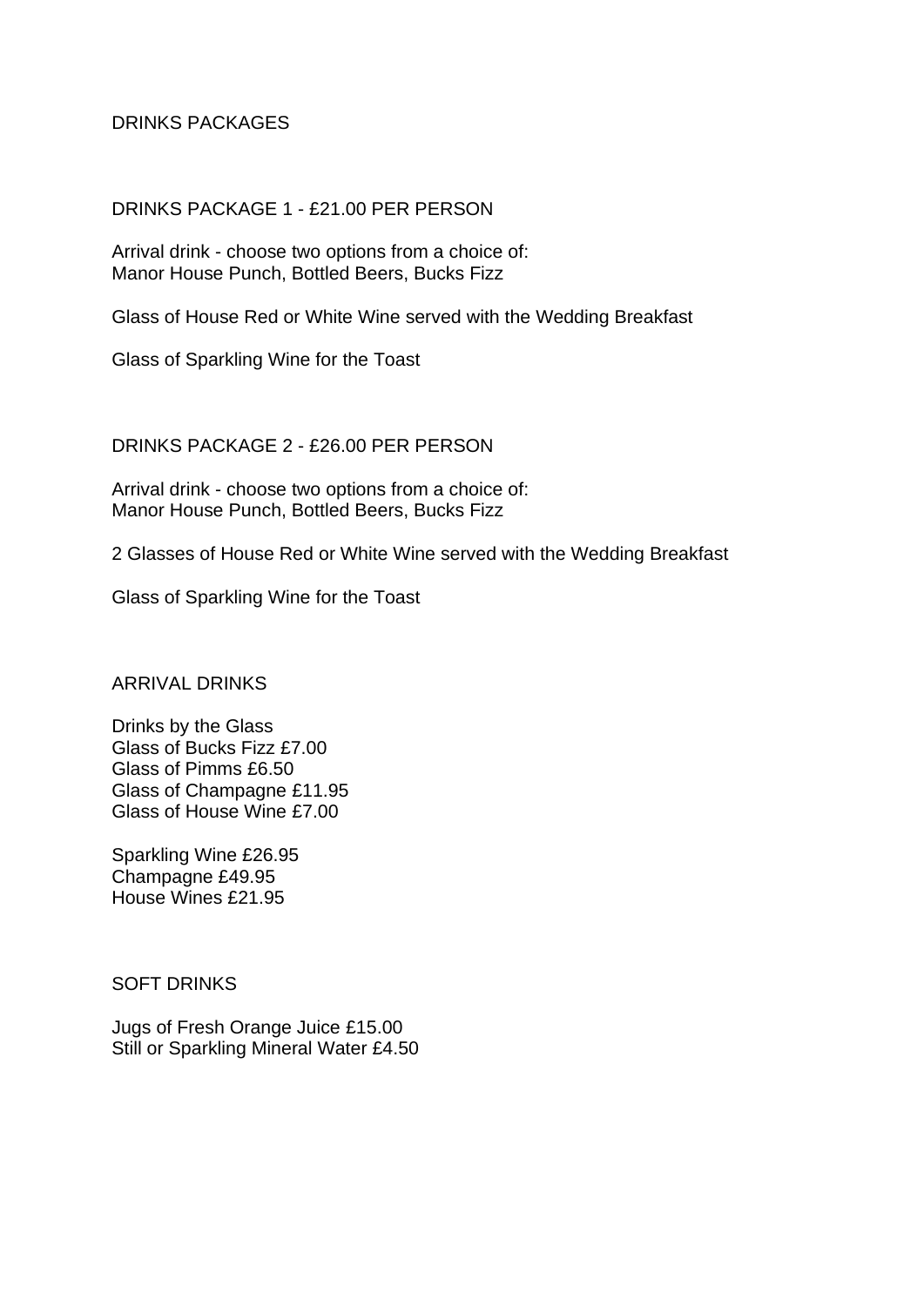# DRINKS PACKAGES

## DRINKS PACKAGE 1 - £21.00 PER PERSON

Arrival drink - choose two options from a choice of:
Manor House Punch, Bottled Beers, Bucks Fizz

Glass of House Red or White Wine served with the Wedding Breakfast

Glass of Sparkling Wine for the Toast

## DRINKS PACKAGE 2 - £26.00 PER PERSON

Arrival drink - choose two options from a choice of:
Manor House Punch, Bottled Beers, Bucks Fizz

2 Glasses of House Red or White Wine served with the Wedding Breakfast

Glass of Sparkling Wine for the Toast

## ARRIVAL DRINKS

Drinks by the Glass
Glass of Bucks Fizz £7.00
Glass of Pimms £6.50
Glass of Champagne £11.95
Glass of House Wine £7.00

Sparkling Wine £26.95
Champagne £49.95
House Wines £21.95

## SOFT DRINKS

Jugs of Fresh Orange Juice £15.00
Still or Sparkling Mineral Water £4.50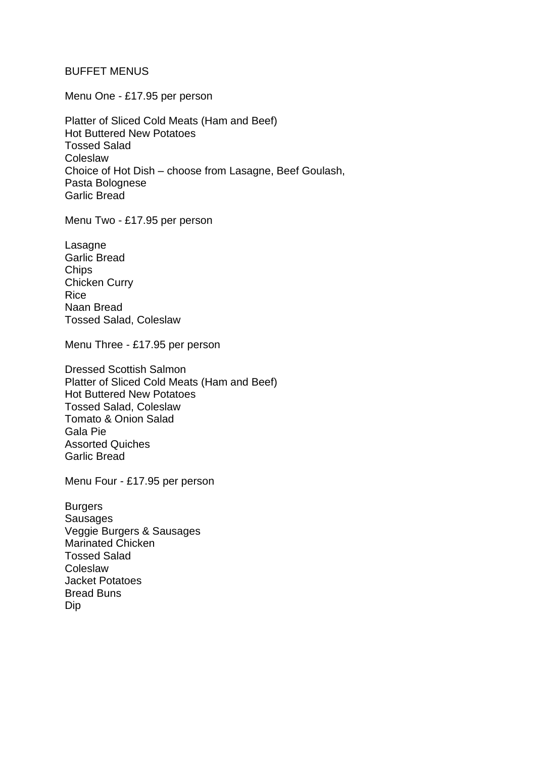# BUFFET MENUS

## Menu One - £17.95 per person

Platter of Sliced Cold Meats (Ham and Beef)
Hot Buttered New Potatoes
Tossed Salad
Coleslaw
Choice of Hot Dish – choose from Lasagne, Beef Goulash,
Pasta Bolognese
Garlic Bread

## Menu Two - £17.95 per person

Lasagne
Garlic Bread
Chips
Chicken Curry
Rice
Naan Bread
Tossed Salad, Coleslaw

## Menu Three - £17.95 per person

Dressed Scottish Salmon
Platter of Sliced Cold Meats (Ham and Beef)
Hot Buttered New Potatoes
Tossed Salad, Coleslaw
Tomato & Onion Salad
Gala Pie
Assorted Quiches
Garlic Bread

## Menu Four - £17.95 per person

Burgers
Sausages
Veggie Burgers & Sausages
Marinated Chicken
Tossed Salad
Coleslaw
Jacket Potatoes
Bread Buns
Dip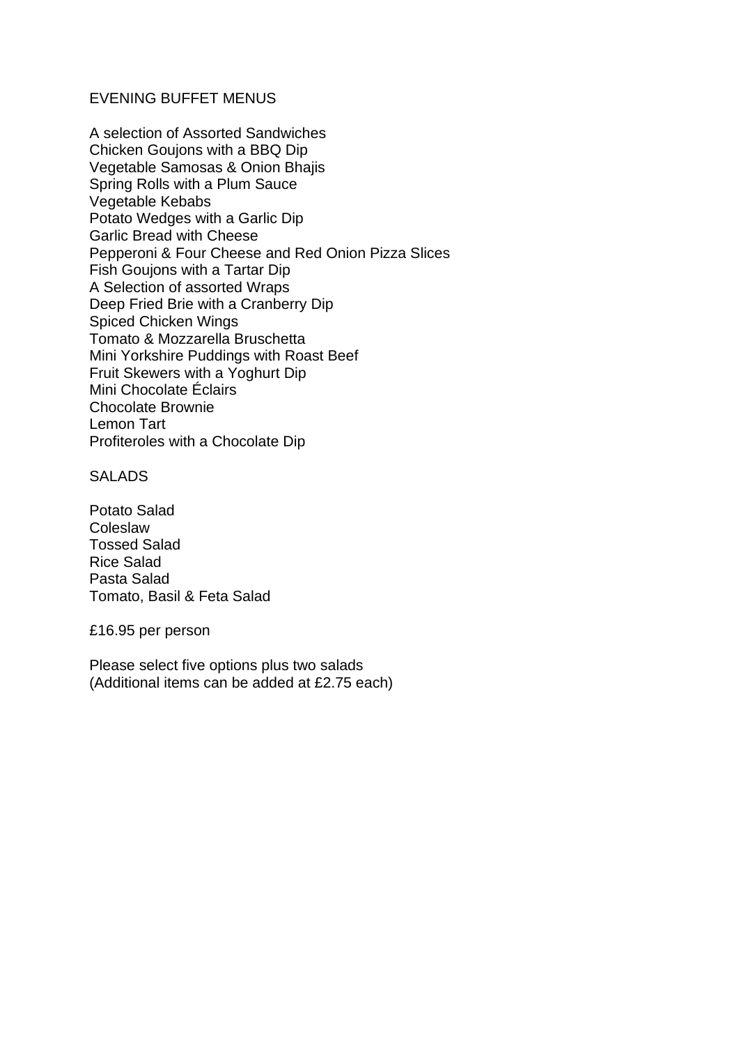# EVENING BUFFET MENUS

A selection of Assorted Sandwiches
Chicken Goujons with a BBQ Dip
Vegetable Samosas & Onion Bhajis
Spring Rolls with a Plum Sauce
Vegetable Kebabs
Potato Wedges with a Garlic Dip
Garlic Bread with Cheese
Pepperoni & Four Cheese and Red Onion Pizza Slices
Fish Goujons with a Tartar Dip
A Selection of assorted Wraps
Deep Fried Brie with a Cranberry Dip
Spiced Chicken Wings
Tomato & Mozzarella Bruschetta
Mini Yorkshire Puddings with Roast Beef
Fruit Skewers with a Yoghurt Dip
Mini Chocolate Éclairs
Chocolate Brownie
Lemon Tart
Profiteroles with a Chocolate Dip

## SALADS

Potato Salad
Coleslaw
Tossed Salad
Rice Salad
Pasta Salad
Tomato, Basil & Feta Salad

£16.95 per person

Please select five options plus two salads
(Additional items can be added at £2.75 each)